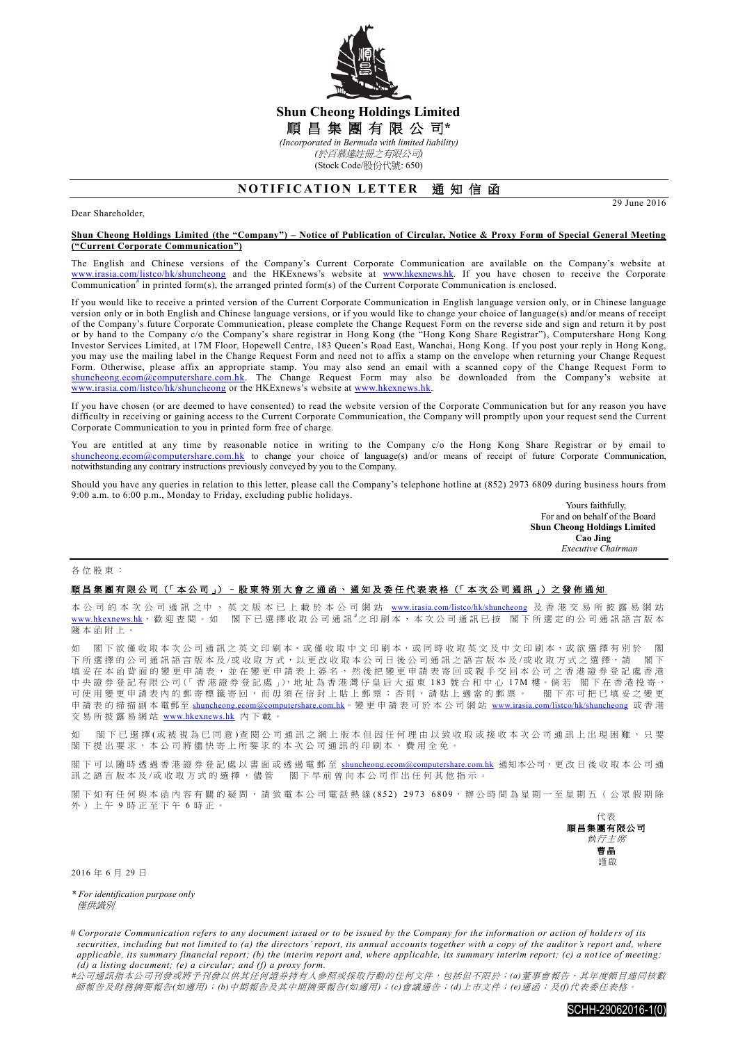# Shun Cheong Holdings Limited

# 順昌集團有限公司*

*(Incorporated in Bermuda with limited liability)*

*(於百慕達註冊之有限公司)*

(Stock Code/股份代號: 650)

## NOTIFICATION LETTER 通知信函

29 June 2016

Dear Shareholder,

**Shun Cheong Holdings Limited (the "Company") – Notice of Publication of Circular, Notice & Proxy Form of Special General Meeting ("Current Corporate Communication")**

The English and Chinese versions of the Company's Current Corporate Communication are available on the Company's website at www.irasia.com/listco/hk/shuncheong and the HKExnews's website at www.hkexnews.hk. If you have chosen to receive the Corporate Communication# in printed form(s), the arranged printed form(s) of the Current Corporate Communication is enclosed.

If you would like to receive a printed version of the Current Corporate Communication in English language version only, or in Chinese language version only or in both English and Chinese language versions, or if you would like to change your choice of language(s) and/or means of receipt of the Company's future Corporate Communication, please complete the Change Request Form on the reverse side and sign and return it by post or by hand to the Company c/o the Company's share registrar in Hong Kong (the "Hong Kong Share Registrar"), Computershare Hong Kong Investor Services Limited, at 17M Floor, Hopewell Centre, 183 Queen's Road East, Wanchai, Hong Kong. If you post your reply in Hong Kong, you may use the mailing label in the Change Request Form and need not to affix a stamp on the envelope when returning your Change Request Form. Otherwise, please affix an appropriate stamp. You may also send an email with a scanned copy of the Change Request Form to shuncheong.ecom@computershare.com.hk. The Change Request Form may also be downloaded from the Company's website at www.irasia.com/listco/hk/shuncheong or the HKExnews's website at www.hkexnews.hk.

If you have chosen (or are deemed to have consented) to read the website version of the Corporate Communication but for any reason you have difficulty in receiving or gaining access to the Current Corporate Communication, the Company will promptly upon your request send the Current Corporate Communication to you in printed form free of charge.

You are entitled at any time by reasonable notice in writing to the Company c/o the Hong Kong Share Registrar or by email to shuncheong.ecom@computershare.com.hk to change your choice of language(s) and/or means of receipt of future Corporate Communication, notwithstanding any contrary instructions previously conveyed by you to the Company.

Should you have any queries in relation to this letter, please call the Company's telephone hotline at (852) 2973 6809 during business hours from 9:00 a.m. to 6:00 p.m., Monday to Friday, excluding public holidays.

Yours faithfully,
For and on behalf of the Board
**Shun Cheong Holdings Limited**
**Cao Jing**
*Executive Chairman*

---

各位股東：

**順昌集團有限公司（「本公司」）－股東特別大會之通函、通知及委任代表表格（「本次公司通訊」）之發佈通知**

本公司的本次公司通訊之中、英文版本已上載於本公司網站 www.irasia.com/listco/hk/shuncheong 及香港交易所披露易網站 www.hkexnews.hk，歡迎查閱。如 閣下已選擇收取公司通訊#之印刷本，本次公司通訊已按 閣下所選定的公司通訊語言版本隨本函附上。

如 閣下欲僅收取本次公司通訊之英文印刷本、或僅收取中文印刷本，或同時收取英文及中文印刷本，或欲選擇有別於 閣下所選擇的公司通訊語言版本及/或收取方式，以更改收取本公司日後公司通訊之語言版本及/或收取方式之選擇，請 閣下填妥在本函背面的變更申請表，並在變更申請表上簽名，然後把變更申請表寄回或親手交回本公司之香港證券登記處香港中央證券登記有限公司(「香港證券登記處」)，地址為香港灣仔皇后大道東183號合和中心17M樓。倘若 閣下在香港投寄，可使用變更申請表內的郵寄標籤寄回，而毋須在信封上貼上郵票；否則，請貼上適當的郵票。 閣下亦可把已填妥之變更申請表的掃描副本電郵至 shuncheong.ecom@computershare.com.hk。變更申請表可於本公司網站 www.irasia.com/listco/hk/shuncheong 或香港交易所披露易網站 www.hkexnews.hk 內下載。

如 閣下已選擇(或被視為已同意)查閱公司通訊之網上版本但因任何理由以致收取或接收本次公司通訊上出現困難，只要 閣下提出要求，本公司將盡快寄上所要求的本次公司通訊的印刷本，費用全免。

閣下可以隨時透過香港證券登記處以書面或透過電郵至 shuncheong.ecom@computershare.com.hk 通知本公司，更改日後收取本公司通訊之語言版本及/或收取方式的選擇，儘管 閣下早前曾向本公司作出任何其他指示。

閣下如有任何與本函內容有關的疑問，請致電本公司電話熱線(852) 2973 6809，辦公時間為星期一至星期五（公眾假期除外）上午9時正至下午6時正。

代表
**順昌集團有限公司**
*執行主席*
**曹晶**
謹啟

2016年6月29日

*\* For identification purpose only*
*僅供識別*

*# Corporate Communication refers to any document issued or to be issued by the Company for the information or action of holders of its securities, including but not limited to (a) the directors' report, its annual accounts together with a copy of the auditor's report and, where applicable, its summary financial report; (b) the interim report and, where applicable, its summary interim report; (c) a notice of meeting; (d) a listing document; (e) a circular; and (f) a proxy form.*

*#公司通訊指本公司刊發或將予刊發以供其任何證券持有人參照或採取行動的任何文件，包括但不限於：(a)董事會報告、其年度帳目連同核數師報告及財務摘要報告(如適用)；(b)中期報告及其中期摘要報告(如適用)；(c)會議通告；(d)上市文件；(e)通函；及(f)代表委任表格。*

SCHH-29062016-1(0)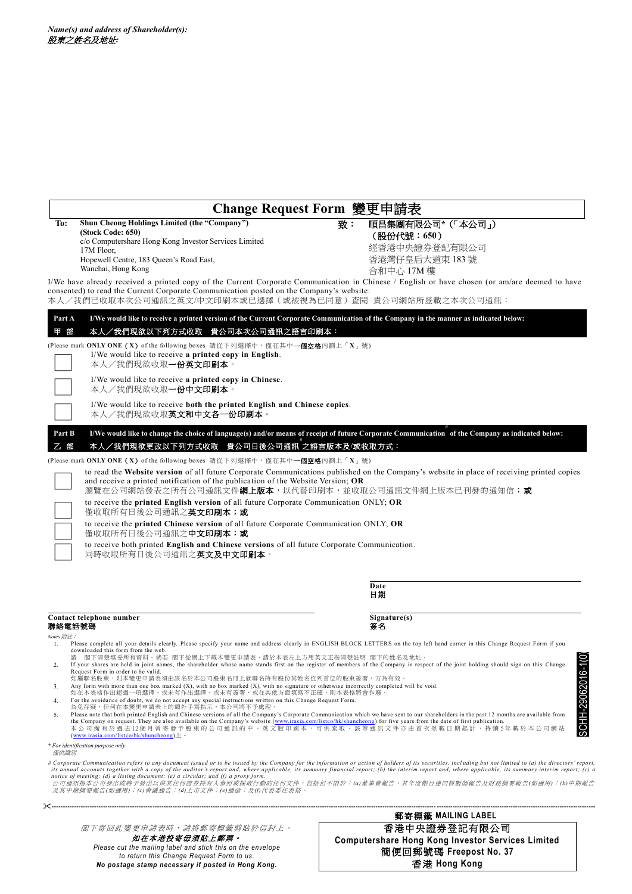***Name(s) and address of Shareholder(s):***
***股東之姓名及地址:***

# Change Request Form 變更申請表

| | | | |
|---|---|---|---|
| **To:** | **Shun Cheong Holdings Limited (the "Company")**<br>**(Stock Code: 650)**<br>c/o Computershare Hong Kong Investor Services Limited<br>17M Floor,<br>Hopewell Centre, 183 Queen's Road East,<br>Wanchai, Hong Kong | **致：** | **順昌集團有限公司\*（「本公司」）**<br>**（股份代號：650）**<br>經香港中央證券登記有限公司<br>香港灣仔皇后大道東 183 號<br>合和中心 17M 樓 |

I/We have already received a printed copy of the Current Corporate Communication in Chinese / English or have chosen (or am/are deemed to have consented) to read the Current Corporate Communication posted on the Company's website:
本人／我們已收取本次公司通訊之英文/中文印刷本或已選擇（或被視為已同意）查閱 貴公司網站所登載之本次公司通訊：

**Part A I/We would like to receive a printed version of the Current Corporate Communication of the Company in the manner as indicated below:**
**甲 部 本人／我們現欲以下列方式收取 貴公司本次公司通訊之語言印刷本：**

(Please mark **ONLY ONE** (**X**) of the following boxes 請從下列選擇中，僅在其中**一個空格**內劃上「**X**」號)

☐ I/We would like to receive **a printed copy in English**.
本人／我們現欲收取**一份英文印刷本**。

☐ I/We would like to receive **a printed copy in Chinese**.
本人／我們現欲收取**一份中文印刷本**。

☐ I/We would like to receive **both the printed English and Chinese copies**.
本人／我們現欲收取**英文和中文各一份印刷本**。

**Part B I/We would like to change the choice of language(s) and/or means of receipt of future Corporate Communication# of the Company as indicated below:**
**乙 部 本人／我們現欲更改以下列方式收取 貴公司日後公司通訊# 之語言版本及/或收取方式：**

(Please mark **ONLY ONE** (**X**) of the following boxes 請從下列選擇中，僅在其中**一個空格**內劃上「**X**」號)

☐ to read the **Website version** of all future Corporate Communications published on the Company's website in place of receiving printed copies and receive a printed notification of the publication of the Website Version; **OR**
瀏覽在公司網站發表之所有公司通訊文件**網上版本**，以代替印刷本，並收取公司通訊文件網上版本已刊發的通知信；**或**

☐ to receive the **printed English version** of all future Corporate Communication ONLY; **OR**
僅收取所有日後公司通訊之**英文印刷本；或**

☐ to receive the **printed Chinese version** of all future Corporate Communication ONLY; **OR**
僅收取所有日後公司通訊之**中文印刷本；或**

☐ to receive both printed **English and Chinese versions** of all future Corporate Communication.
同時收取所有日後公司通訊之**英文及中文印刷本**。

**Date**
**日期**

**Contact telephone number**
**聯絡電話號碼**

**Signature(s)**
**簽名**

*Notes 附註：*

1. Please complete all your details clearly. Please specify your name and address clearly in ENGLISH BLOCK LETTERS on the top left hand corner in this Change Request Form if you downloaded this form from the web.
請 閣下清楚填妥所有資料。倘若 閣下從網上下載本變更申請表，請於本表左上方用英文正楷清楚註明 閣下的姓名及地址。
2. If your shares are held in joint names, the shareholder whose name stands first on the register of members of the Company in respect of the joint holding should sign on this Change Request Form in order to be valid.
如屬聯名股東，則本變更申請表須由該名於本公司股東名冊上就聯名持有股份其姓名位列首位的股東簽署，方為有效。
3. Any form with more than one box marked (X), with no box marked (X), with no signature or otherwise incorrectly completed will be void.
如在本表格作出超過一項選擇，或未有作出選擇，或未有簽署，或在其他方面填寫不正確，則本表格將會作廢。
4. For the avoidance of doubt, we do not accept any special instructions written on this Change Request Form.
為免存疑，任何在本變更申請表上的額外手寫指示，本公司將不予處理。
5. Please note that both printed English and Chinese versions of all the Company's Corporate Communication which we have sent to our shareholders in the past 12 months are available from the Company on request. They are also available on the Company's website (www.irasia.com/listco/hk/shuncheong) for five years from the date of first publication.
本公司備有於過去12個月曾寄發予股東的公司通訊的中、英文版印刷本，可供索取，該等通訊文件亦由首次登載日期起計，持續5年載於本公司網站(www.irasia.com/listco/hk/shuncheong)上。

*\* For identification purpose only*
*僅供識別*

*# Corporate Communication refers to any document issued or to be issued by the Company for the information or action of holders of its securities, including but not limited to (a) the directors' report, its annual accounts together with a copy of the auditor's report and, where applicable, its summary financial report; (b) the interim report and, where applicable, its summary interim report; (c) a notice of meeting; (d) a listing document; (e) a circular; and (f) a proxy form.*
*公司通訊指本公司發出或將予發出以供其任何證券持有人參照或採取行動的任何文件，包括但不限於：(a)董事會報告、其年度帳目連同核數師報告及財務摘要報告(如適用)；(b)中期報告及其中期摘要報告(如適用)；(c)會議通告；(d)上市文件；(e)通函；及(f)代表委任表格。*

SCHH-29062016-1(0)

---

*閣下寄回此變更申請表時，請將郵寄標籤剪貼於信封上。*
***如在本港投寄毋須貼上郵票。***
*Please cut the mailing label and stick this on the envelope to return this Change Request Form to us.*
***No postage stamp necessary if posted in Hong Kong.***

**郵寄標籤 MAILING LABEL**
**香港中央證券登記有限公司**
**Computershare Hong Kong Investor Services Limited**
**簡便回郵號碼 Freepost No. 37**
**香港 Hong Kong**